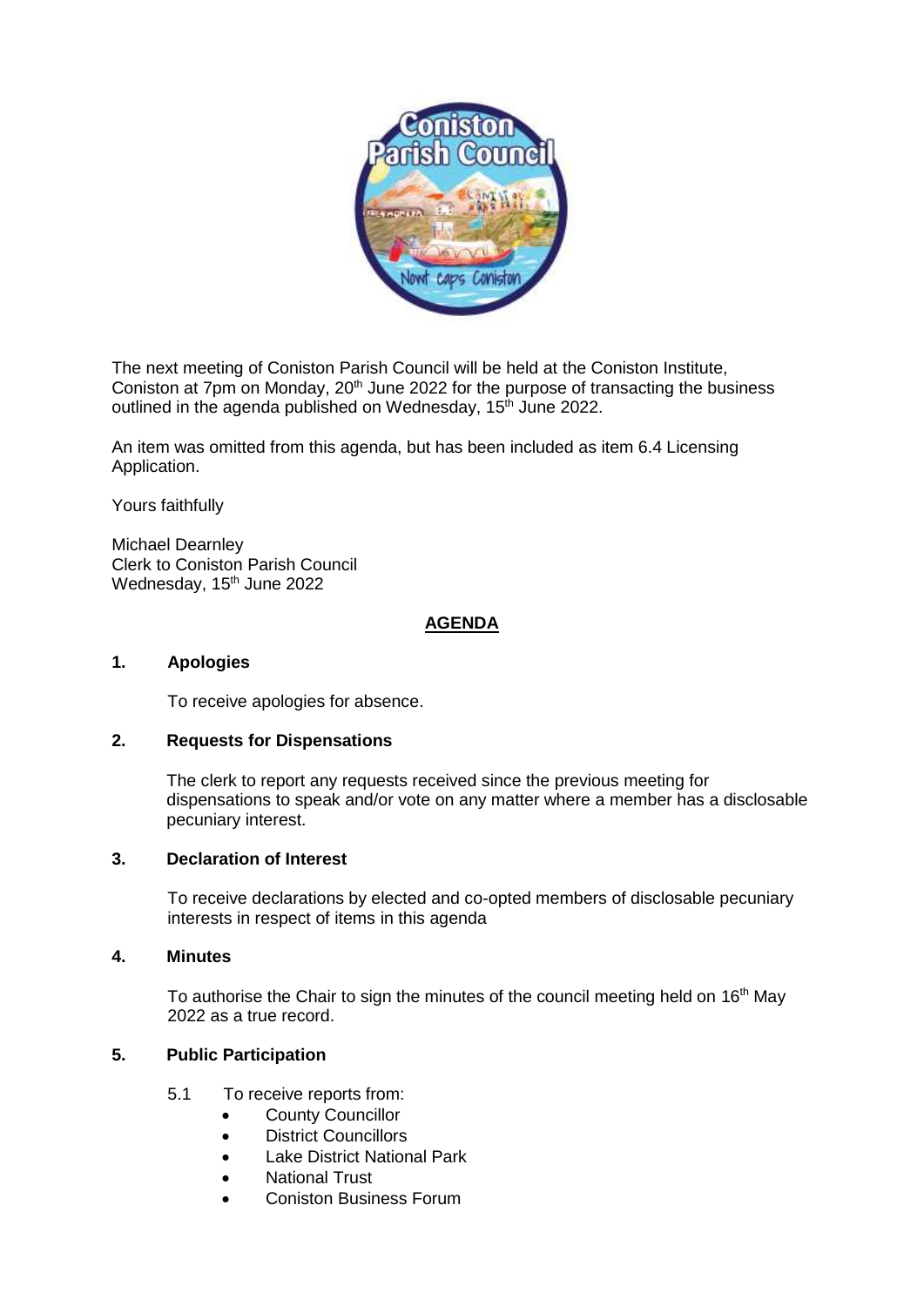The next meeting of Coniston Parish Council will be held at the Coniston Institute, Coniston at 7pm on Monday, 20th June 2022 for the purpose of transacting the business outlined in the agenda published on Wednesday, 15th June 2022.

An item was omitted from this agenda, but has been included as item 6.4 Licensing Application.

Yours faithfully

Michael Dearnley
Clerk to Coniston Parish Council
Wednesday, 15th June 2022

## AGENDA

### 1. Apologies

To receive apologies for absence.

### 2. Requests for Dispensations

The clerk to report any requests received since the previous meeting for dispensations to speak and/or vote on any matter where a member has a disclosable pecuniary interest.

### 3. Declaration of Interest

To receive declarations by elected and co-opted members of disclosable pecuniary interests in respect of items in this agenda

### 4. Minutes

To authorise the Chair to sign the minutes of the council meeting held on 16th May 2022 as a true record.

### 5. Public Participation

5.1 To receive reports from:

- County Councillor
- District Councillors
- Lake District National Park
- National Trust
- Coniston Business Forum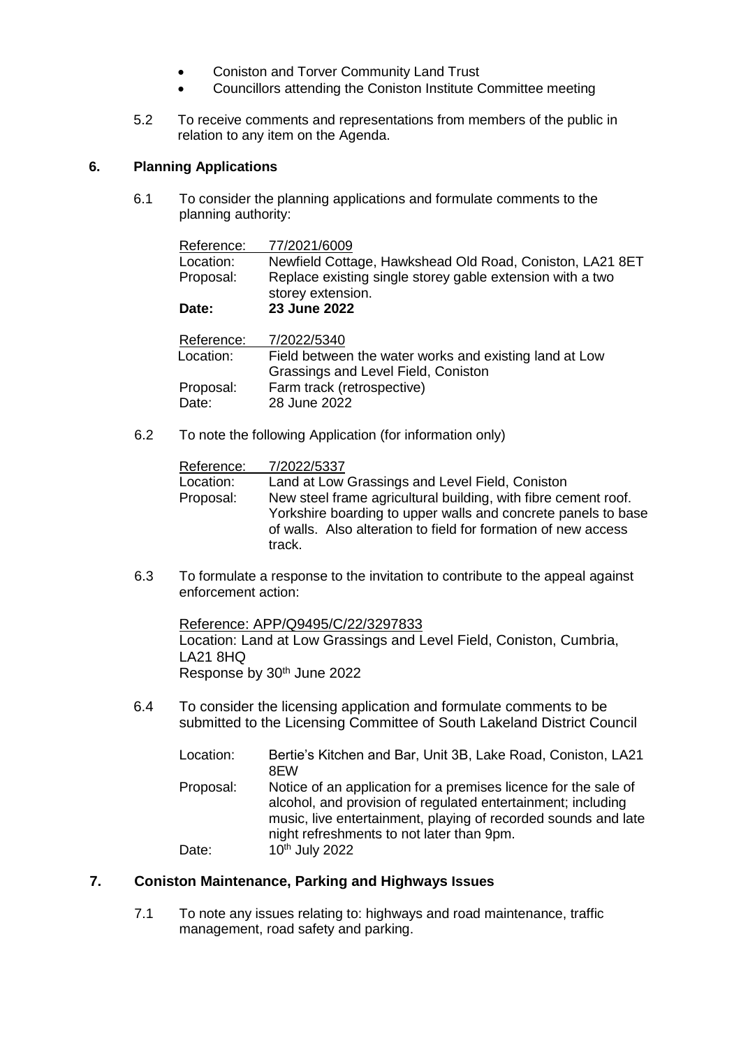- Coniston and Torver Community Land Trust
- Councillors attending the Coniston Institute Committee meeting

5.2 To receive comments and representations from members of the public in relation to any item on the Agenda.

## 6. Planning Applications

6.1 To consider the planning applications and formulate comments to the planning authority:

| | |
|---|---|
| Reference: | 77/2021/6009 |
| Location: | Newfield Cottage, Hawkshead Old Road, Coniston, LA21 8ET |
| Proposal: | Replace existing single storey gable extension with a two storey extension. |
| **Date:** | **23 June 2022** |

| | |
|---|---|
| Reference: | 7/2022/5340 |
| Location: | Field between the water works and existing land at Low Grassings and Level Field, Coniston |
| Proposal: | Farm track (retrospective) |
| Date: | 28 June 2022 |

6.2 To note the following Application (for information only)

| | |
|---|---|
| Reference: | 7/2022/5337 |
| Location: | Land at Low Grassings and Level Field, Coniston |
| Proposal: | New steel frame agricultural building, with fibre cement roof. Yorkshire boarding to upper walls and concrete panels to base of walls. Also alteration to field for formation of new access track. |

6.3 To formulate a response to the invitation to contribute to the appeal against enforcement action:

Reference: APP/Q9495/C/22/3297833
Location: Land at Low Grassings and Level Field, Coniston, Cumbria, LA21 8HQ
Response by 30th June 2022

6.4 To consider the licensing application and formulate comments to be submitted to the Licensing Committee of South Lakeland District Council

| | |
|---|---|
| Location: | Bertie's Kitchen and Bar, Unit 3B, Lake Road, Coniston, LA21 8EW |
| Proposal: | Notice of an application for a premises licence for the sale of alcohol, and provision of regulated entertainment; including music, live entertainment, playing of recorded sounds and late night refreshments to not later than 9pm. |
| Date: | 10th July 2022 |

## 7. Coniston Maintenance, Parking and Highways Issues

7.1 To note any issues relating to: highways and road maintenance, traffic management, road safety and parking.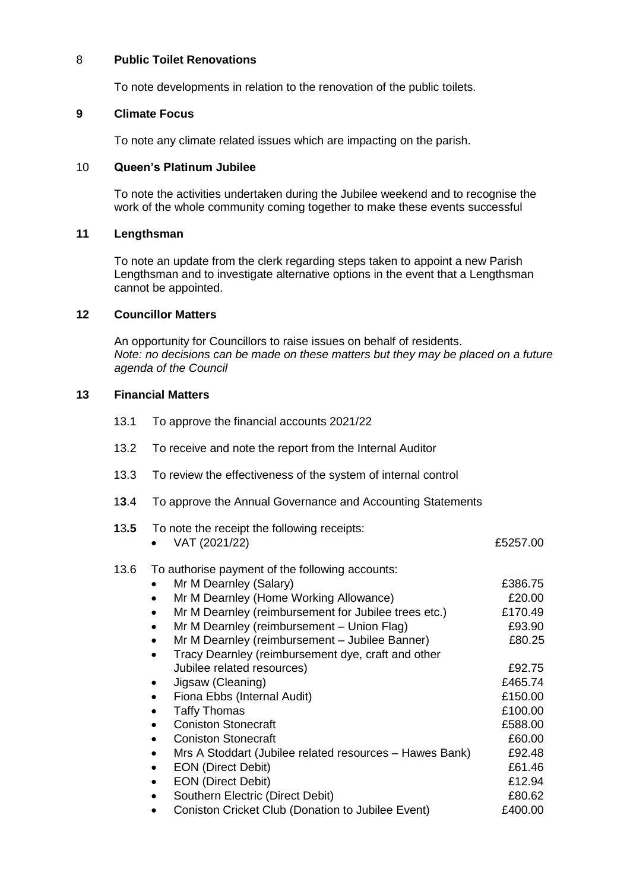## 8 Public Toilet Renovations

To note developments in relation to the renovation of the public toilets.

## 9 Climate Focus

To note any climate related issues which are impacting on the parish.

## 10 Queen's Platinum Jubilee

To note the activities undertaken during the Jubilee weekend and to recognise the work of the whole community coming together to make these events successful

## 11 Lengthsman

To note an update from the clerk regarding steps taken to appoint a new Parish Lengthsman and to investigate alternative options in the event that a Lengthsman cannot be appointed.

## 12 Councillor Matters

An opportunity for Councillors to raise issues on behalf of residents.
*Note: no decisions can be made on these matters but they may be placed on a future agenda of the Council*

## 13 Financial Matters

13.1 To approve the financial accounts 2021/22

13.2 To receive and note the report from the Internal Auditor

13.3 To review the effectiveness of the system of internal control

13.4 To approve the Annual Governance and Accounting Statements

**13.5** To note the receipt the following receipts:

| | |
|---|---|
| • VAT (2021/22) | £5257.00 |

13.6 To authorise payment of the following accounts:

| | |
|---|---|
| • Mr M Dearnley (Salary) | £386.75 |
| • Mr M Dearnley (Home Working Allowance) | £20.00 |
| • Mr M Dearnley (reimbursement for Jubilee trees etc.) | £170.49 |
| • Mr M Dearnley (reimbursement – Union Flag) | £93.90 |
| • Mr M Dearnley (reimbursement – Jubilee Banner) | £80.25 |
| • Tracy Dearnley (reimbursement dye, craft and other Jubilee related resources) | £92.75 |
| • Jigsaw (Cleaning) | £465.74 |
| • Fiona Ebbs (Internal Audit) | £150.00 |
| • Taffy Thomas | £100.00 |
| • Coniston Stonecraft | £588.00 |
| • Coniston Stonecraft | £60.00 |
| • Mrs A Stoddart (Jubilee related resources – Hawes Bank) | £92.48 |
| • EON (Direct Debit) | £61.46 |
| • EON (Direct Debit) | £12.94 |
| • Southern Electric (Direct Debit) | £80.62 |
| • Coniston Cricket Club (Donation to Jubilee Event) | £400.00 |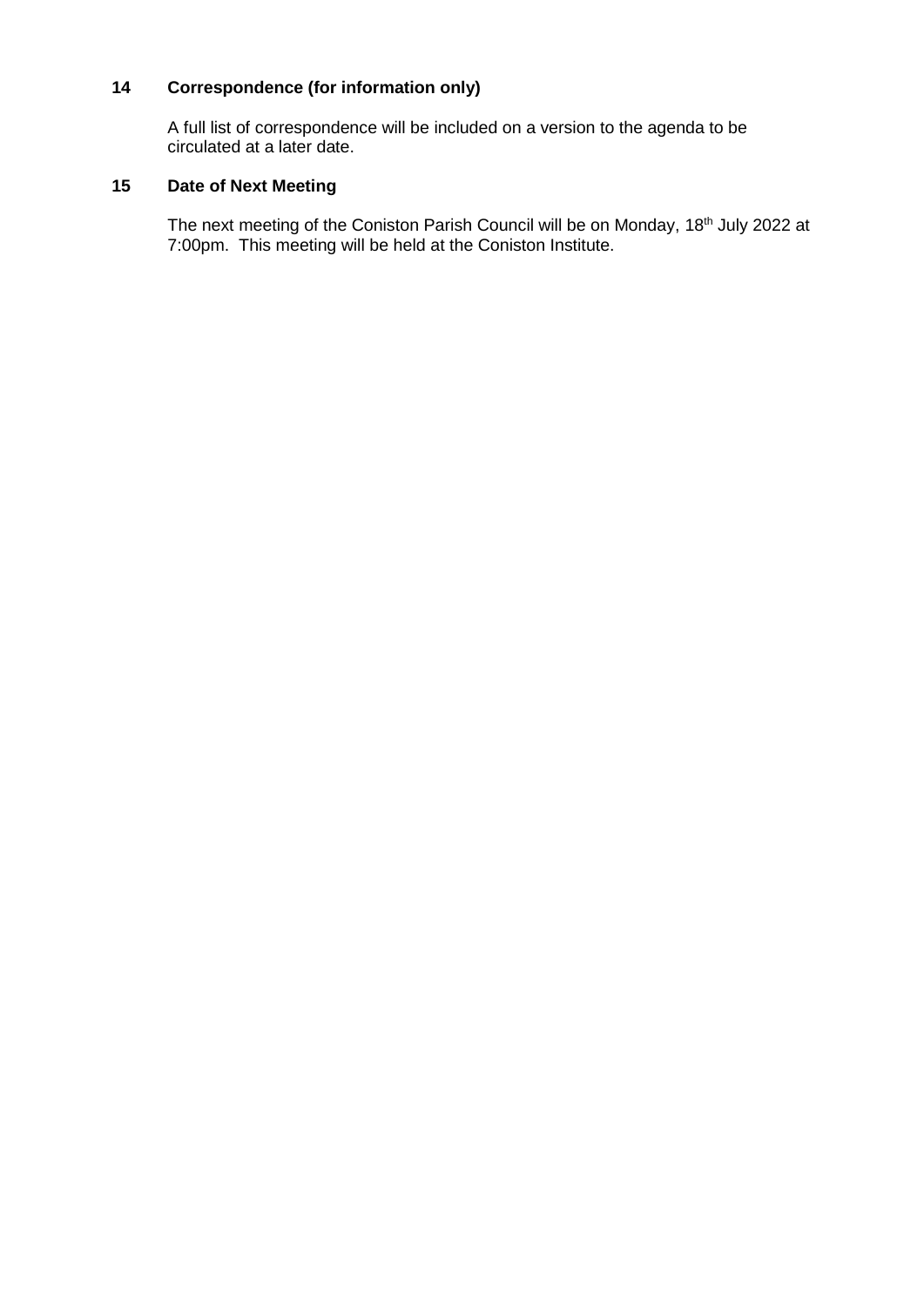## 14 Correspondence (for information only)

A full list of correspondence will be included on a version to the agenda to be circulated at a later date.

## 15 Date of Next Meeting

The next meeting of the Coniston Parish Council will be on Monday, 18th July 2022 at 7:00pm. This meeting will be held at the Coniston Institute.